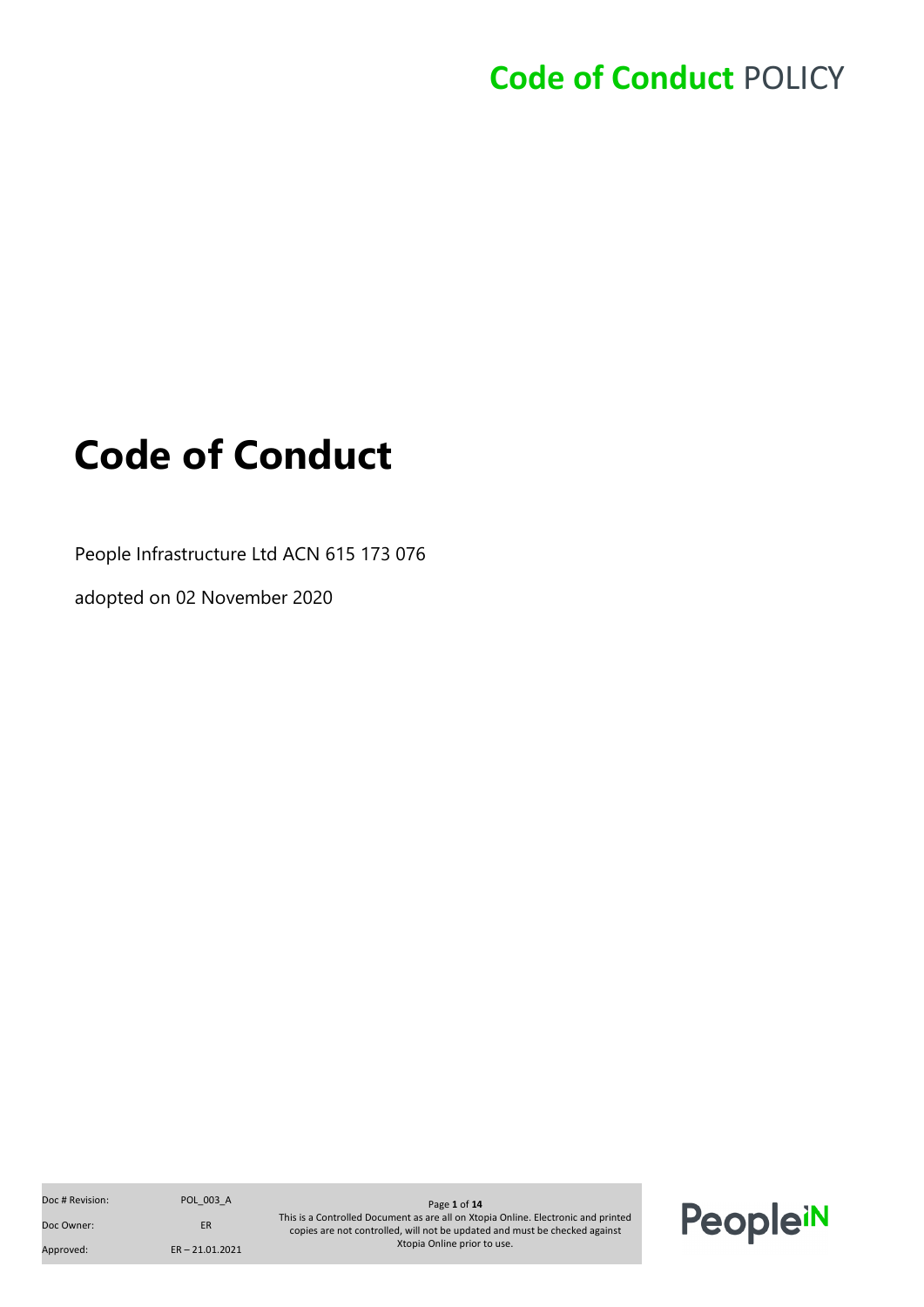# Code of Conduct

People Infrastructure Ltd ACN 615 173 076

adopted on 02 November 2020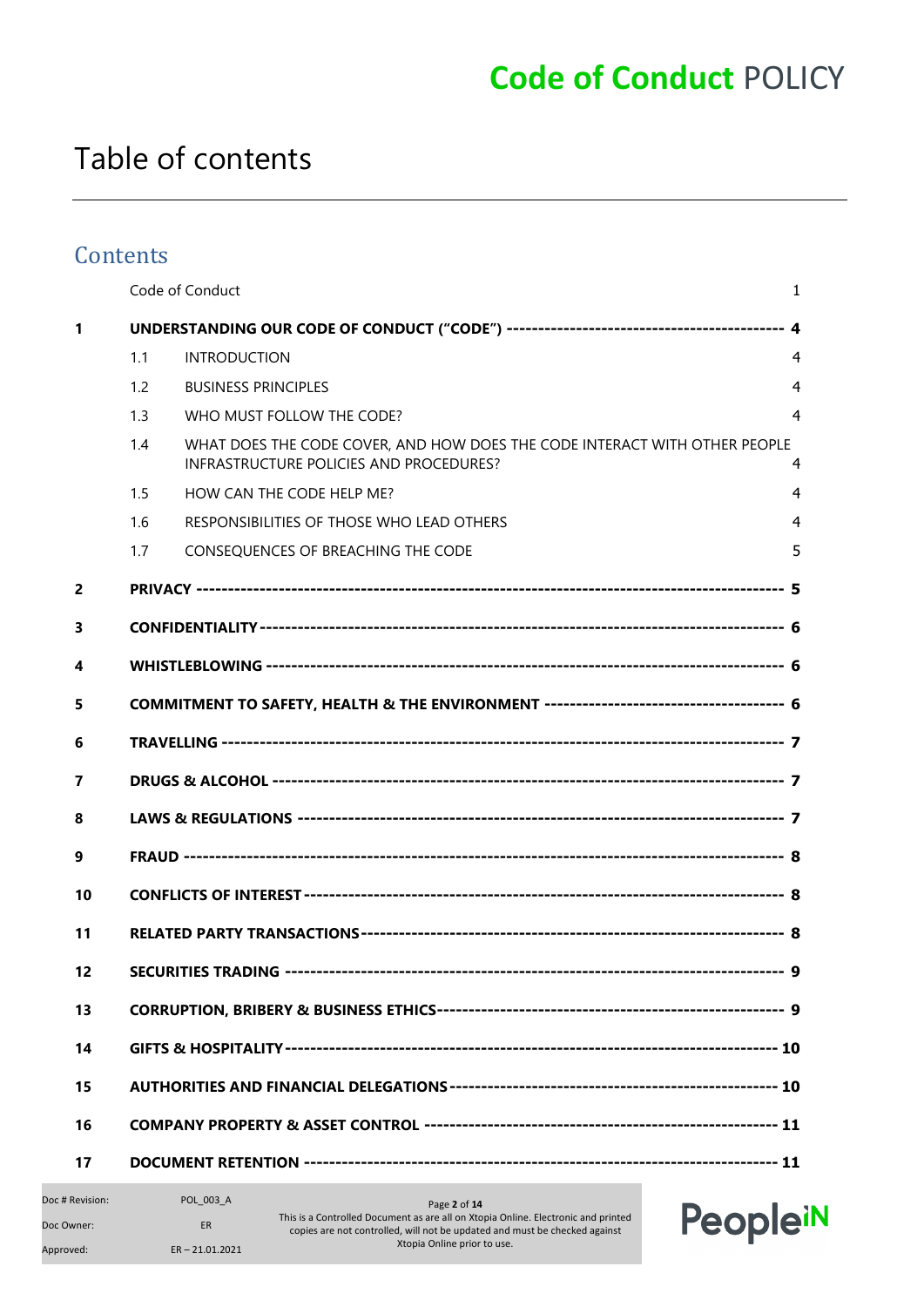# Table of contents

## Contents

| | | | |
|---|---|---|---|
| | Code of Conduct | | 1 |
| **1** | **UNDERSTANDING OUR CODE OF CONDUCT ("CODE")** | | **4** |
| | 1.1 | INTRODUCTION | 4 |
| | 1.2 | BUSINESS PRINCIPLES | 4 |
| | 1.3 | WHO MUST FOLLOW THE CODE? | 4 |
| | 1.4 | WHAT DOES THE CODE COVER, AND HOW DOES THE CODE INTERACT WITH OTHER PEOPLE INFRASTRUCTURE POLICIES AND PROCEDURES? | 4 |
| | 1.5 | HOW CAN THE CODE HELP ME? | 4 |
| | 1.6 | RESPONSIBILITIES OF THOSE WHO LEAD OTHERS | 4 |
| | 1.7 | CONSEQUENCES OF BREACHING THE CODE | 5 |
| **2** | **PRIVACY** | | **5** |
| **3** | **CONFIDENTIALITY** | | **6** |
| **4** | **WHISTLEBLOWING** | | **6** |
| **5** | **COMMITMENT TO SAFETY, HEALTH & THE ENVIRONMENT** | | **6** |
| **6** | **TRAVELLING** | | **7** |
| **7** | **DRUGS & ALCOHOL** | | **7** |
| **8** | **LAWS & REGULATIONS** | | **7** |
| **9** | **FRAUD** | | **8** |
| **10** | **CONFLICTS OF INTEREST** | | **8** |
| **11** | **RELATED PARTY TRANSACTIONS** | | **8** |
| **12** | **SECURITIES TRADING** | | **9** |
| **13** | **CORRUPTION, BRIBERY & BUSINESS ETHICS** | | **9** |
| **14** | **GIFTS & HOSPITALITY** | | **10** |
| **15** | **AUTHORITIES AND FINANCIAL DELEGATIONS** | | **10** |
| **16** | **COMPANY PROPERTY & ASSET CONTROL** | | **11** |
| **17** | **DOCUMENT RETENTION** | | **11** |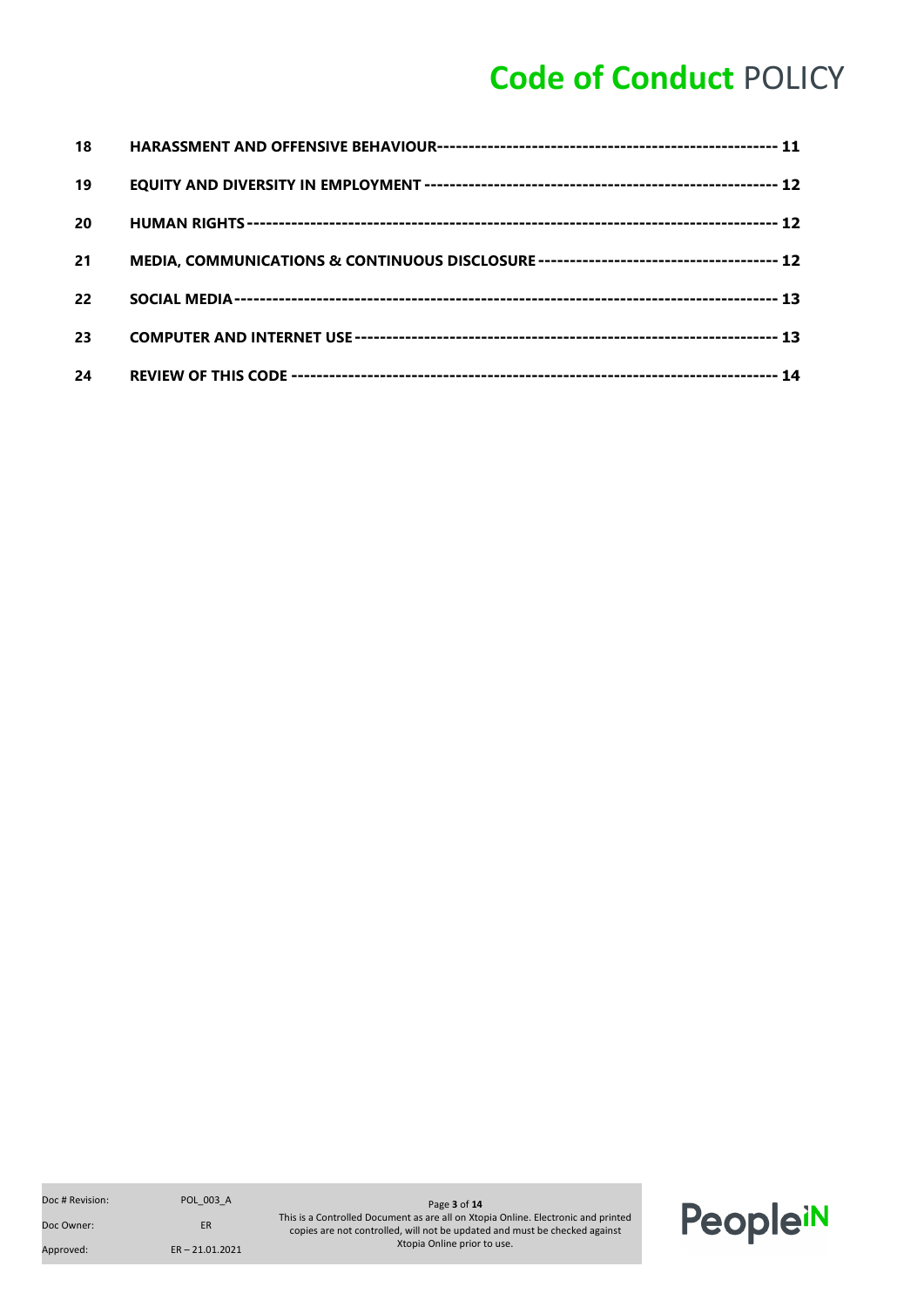| | | |
|---|---|---|
| **18** | **HARASSMENT AND OFFENSIVE BEHAVIOUR** | **11** |
| **19** | **EQUITY AND DIVERSITY IN EMPLOYMENT** | **12** |
| **20** | **HUMAN RIGHTS** | **12** |
| **21** | **MEDIA, COMMUNICATIONS & CONTINUOUS DISCLOSURE** | **12** |
| **22** | **SOCIAL MEDIA** | **13** |
| **23** | **COMPUTER AND INTERNET USE** | **13** |
| **24** | **REVIEW OF THIS CODE** | **14** |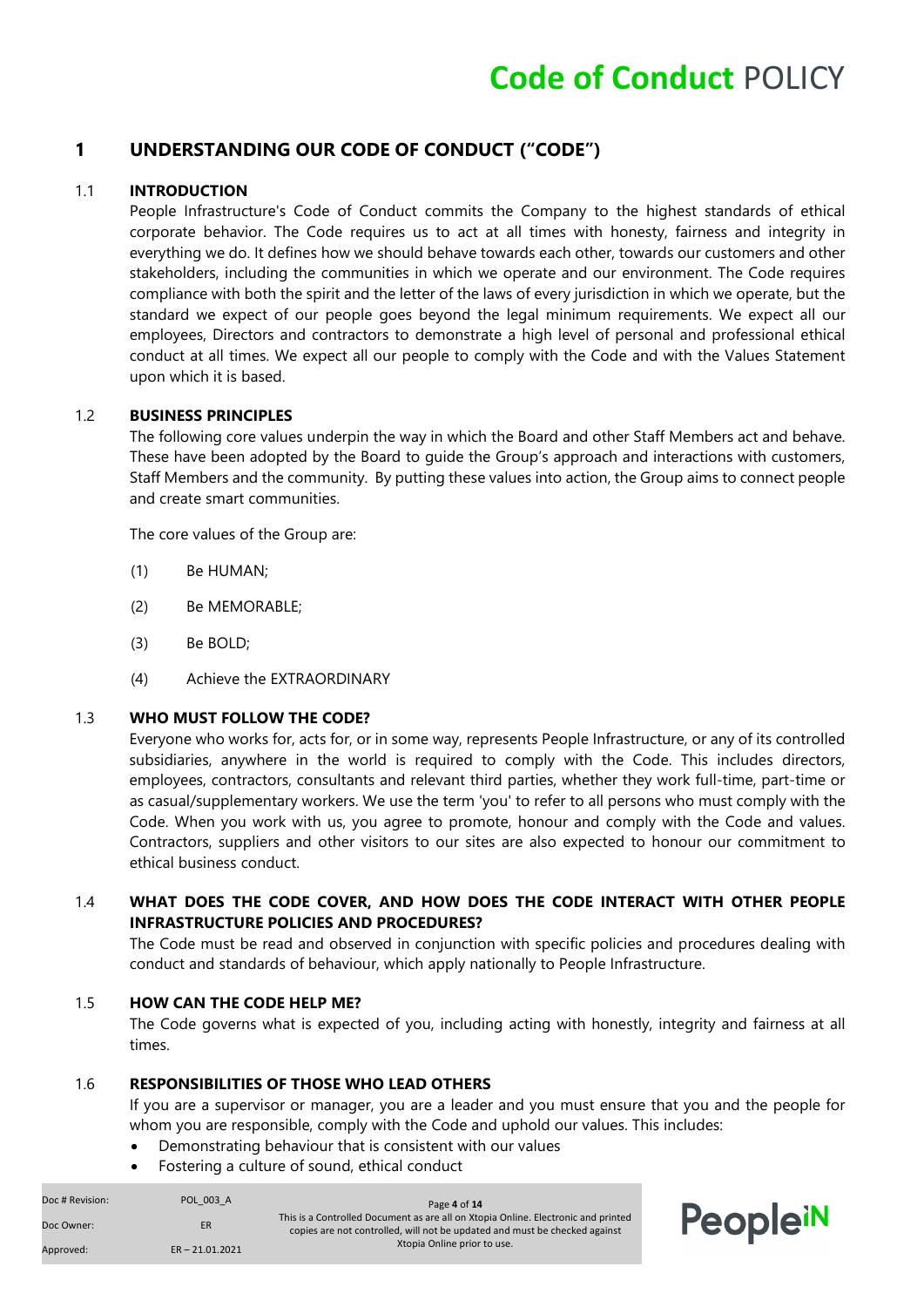# 1 UNDERSTANDING OUR CODE OF CONDUCT ("CODE")

## 1.1 INTRODUCTION

People Infrastructure's Code of Conduct commits the Company to the highest standards of ethical corporate behavior. The Code requires us to act at all times with honesty, fairness and integrity in everything we do. It defines how we should behave towards each other, towards our customers and other stakeholders, including the communities in which we operate and our environment. The Code requires compliance with both the spirit and the letter of the laws of every jurisdiction in which we operate, but the standard we expect of our people goes beyond the legal minimum requirements. We expect all our employees, Directors and contractors to demonstrate a high level of personal and professional ethical conduct at all times. We expect all our people to comply with the Code and with the Values Statement upon which it is based.

## 1.2 BUSINESS PRINCIPLES

The following core values underpin the way in which the Board and other Staff Members act and behave. These have been adopted by the Board to guide the Group's approach and interactions with customers, Staff Members and the community. By putting these values into action, the Group aims to connect people and create smart communities.

The core values of the Group are:

(1) Be HUMAN;

(2) Be MEMORABLE;

(3) Be BOLD;

(4) Achieve the EXTRAORDINARY

## 1.3 WHO MUST FOLLOW THE CODE?

Everyone who works for, acts for, or in some way, represents People Infrastructure, or any of its controlled subsidiaries, anywhere in the world is required to comply with the Code. This includes directors, employees, contractors, consultants and relevant third parties, whether they work full-time, part-time or as casual/supplementary workers. We use the term 'you' to refer to all persons who must comply with the Code. When you work with us, you agree to promote, honour and comply with the Code and values. Contractors, suppliers and other visitors to our sites are also expected to honour our commitment to ethical business conduct.

## 1.4 WHAT DOES THE CODE COVER, AND HOW DOES THE CODE INTERACT WITH OTHER PEOPLE INFRASTRUCTURE POLICIES AND PROCEDURES?

The Code must be read and observed in conjunction with specific policies and procedures dealing with conduct and standards of behaviour, which apply nationally to People Infrastructure.

## 1.5 HOW CAN THE CODE HELP ME?

The Code governs what is expected of you, including acting with honestly, integrity and fairness at all times.

## 1.6 RESPONSIBILITIES OF THOSE WHO LEAD OTHERS

If you are a supervisor or manager, you are a leader and you must ensure that you and the people for whom you are responsible, comply with the Code and uphold our values. This includes:

- Demonstrating behaviour that is consistent with our values
- Fostering a culture of sound, ethical conduct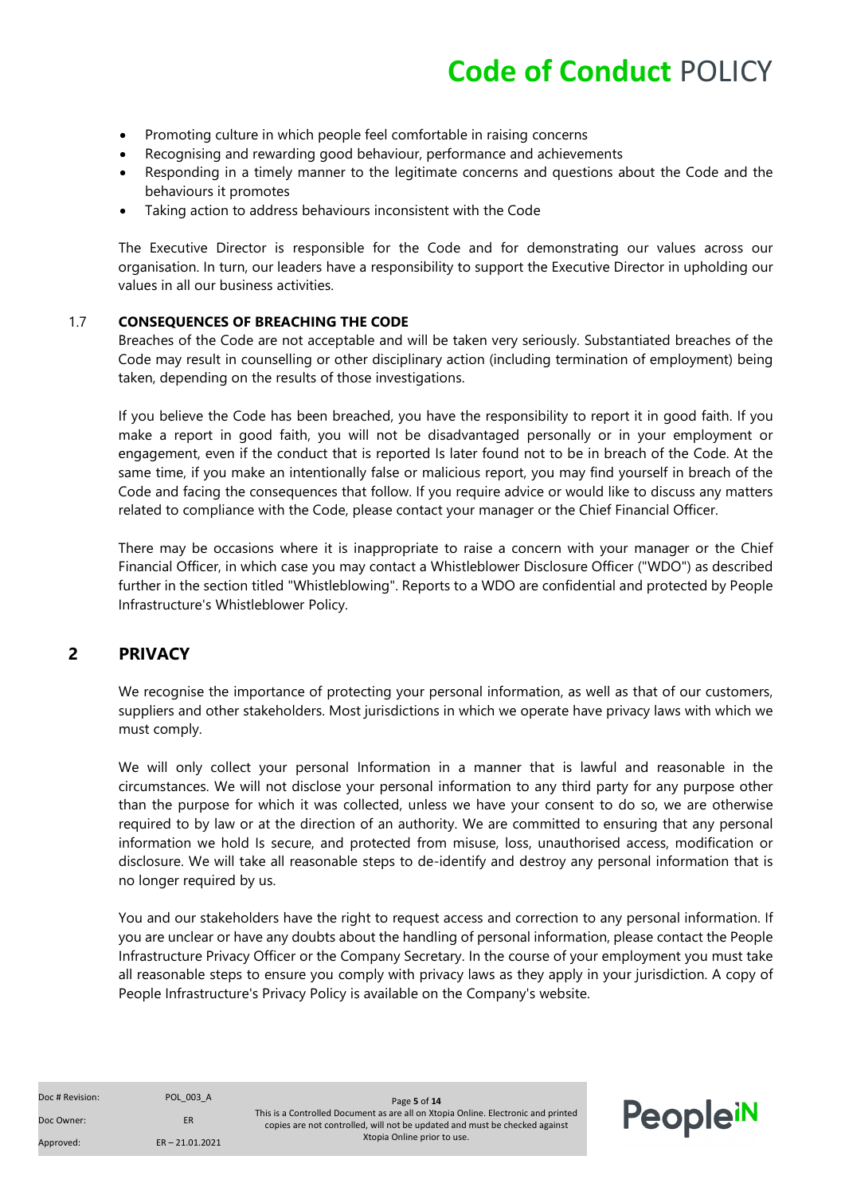- Promoting culture in which people feel comfortable in raising concerns
- Recognising and rewarding good behaviour, performance and achievements
- Responding in a timely manner to the legitimate concerns and questions about the Code and the behaviours it promotes
- Taking action to address behaviours inconsistent with the Code

The Executive Director is responsible for the Code and for demonstrating our values across our organisation. In turn, our leaders have a responsibility to support the Executive Director in upholding our values in all our business activities.

### 1.7 CONSEQUENCES OF BREACHING THE CODE

Breaches of the Code are not acceptable and will be taken very seriously. Substantiated breaches of the Code may result in counselling or other disciplinary action (including termination of employment) being taken, depending on the results of those investigations.

If you believe the Code has been breached, you have the responsibility to report it in good faith. If you make a report in good faith, you will not be disadvantaged personally or in your employment or engagement, even if the conduct that is reported Is later found not to be in breach of the Code. At the same time, if you make an intentionally false or malicious report, you may find yourself in breach of the Code and facing the consequences that follow. If you require advice or would like to discuss any matters related to compliance with the Code, please contact your manager or the Chief Financial Officer.

There may be occasions where it is inappropriate to raise a concern with your manager or the Chief Financial Officer, in which case you may contact a Whistleblower Disclosure Officer ("WDO") as described further in the section titled "Whistleblowing". Reports to a WDO are confidential and protected by People Infrastructure's Whistleblower Policy.

## 2 PRIVACY

We recognise the importance of protecting your personal information, as well as that of our customers, suppliers and other stakeholders. Most jurisdictions in which we operate have privacy laws with which we must comply.

We will only collect your personal Information in a manner that is lawful and reasonable in the circumstances. We will not disclose your personal information to any third party for any purpose other than the purpose for which it was collected, unless we have your consent to do so, we are otherwise required to by law or at the direction of an authority. We are committed to ensuring that any personal information we hold Is secure, and protected from misuse, loss, unauthorised access, modification or disclosure. We will take all reasonable steps to de-identify and destroy any personal information that is no longer required by us.

You and our stakeholders have the right to request access and correction to any personal information. If you are unclear or have any doubts about the handling of personal information, please contact the People Infrastructure Privacy Officer or the Company Secretary. In the course of your employment you must take all reasonable steps to ensure you comply with privacy laws as they apply in your jurisdiction. A copy of People Infrastructure's Privacy Policy is available on the Company's website.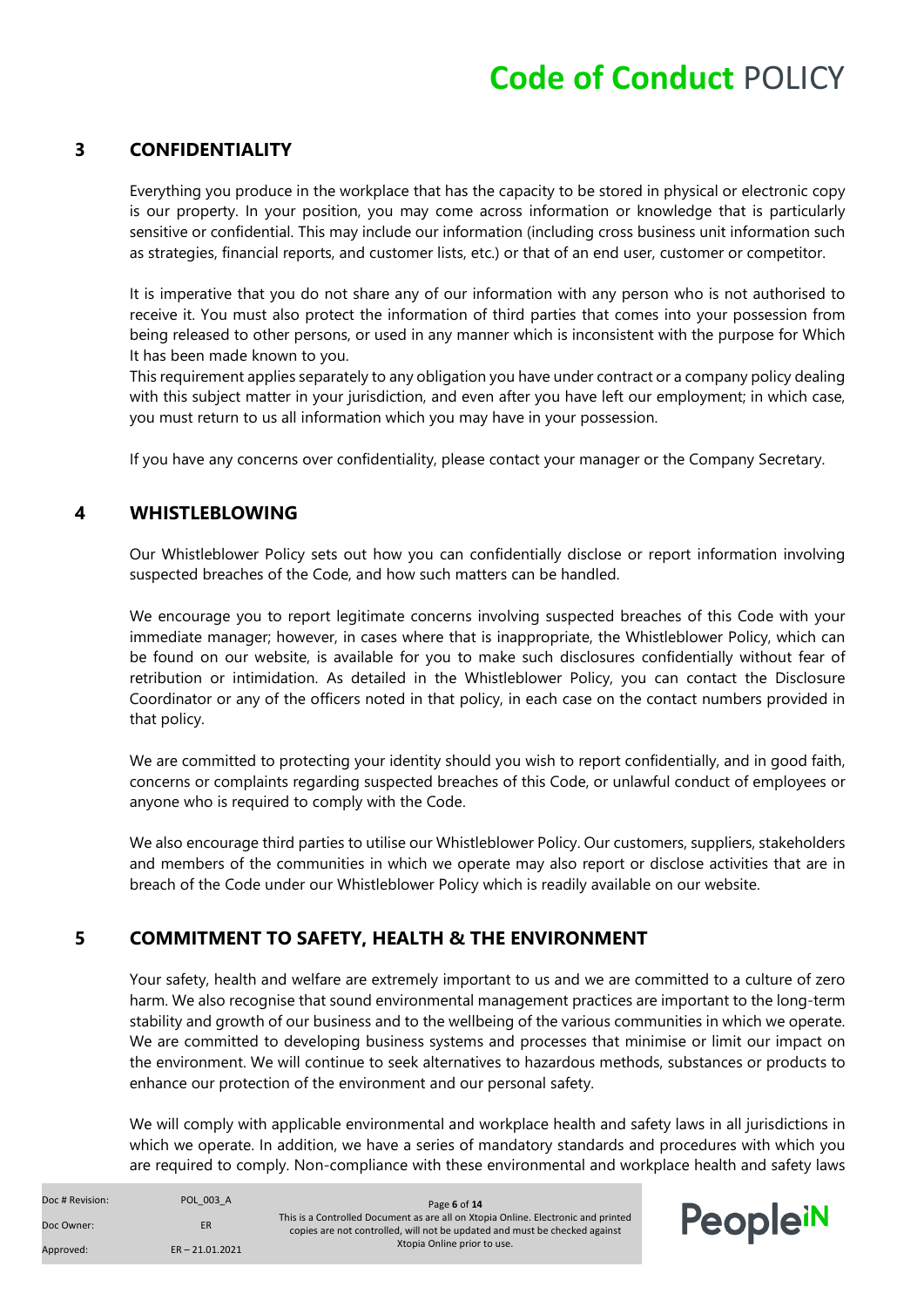## 3 CONFIDENTIALITY

Everything you produce in the workplace that has the capacity to be stored in physical or electronic copy is our property. In your position, you may come across information or knowledge that is particularly sensitive or confidential. This may include our information (including cross business unit information such as strategies, financial reports, and customer lists, etc.) or that of an end user, customer or competitor.

It is imperative that you do not share any of our information with any person who is not authorised to receive it. You must also protect the information of third parties that comes into your possession from being released to other persons, or used in any manner which is inconsistent with the purpose for Which It has been made known to you.

This requirement applies separately to any obligation you have under contract or a company policy dealing with this subject matter in your jurisdiction, and even after you have left our employment; in which case, you must return to us all information which you may have in your possession.

If you have any concerns over confidentiality, please contact your manager or the Company Secretary.

## 4 WHISTLEBLOWING

Our Whistleblower Policy sets out how you can confidentially disclose or report information involving suspected breaches of the Code, and how such matters can be handled.

We encourage you to report legitimate concerns involving suspected breaches of this Code with your immediate manager; however, in cases where that is inappropriate, the Whistleblower Policy, which can be found on our website, is available for you to make such disclosures confidentially without fear of retribution or intimidation. As detailed in the Whistleblower Policy, you can contact the Disclosure Coordinator or any of the officers noted in that policy, in each case on the contact numbers provided in that policy.

We are committed to protecting your identity should you wish to report confidentially, and in good faith, concerns or complaints regarding suspected breaches of this Code, or unlawful conduct of employees or anyone who is required to comply with the Code.

We also encourage third parties to utilise our Whistleblower Policy. Our customers, suppliers, stakeholders and members of the communities in which we operate may also report or disclose activities that are in breach of the Code under our Whistleblower Policy which is readily available on our website.

## 5 COMMITMENT TO SAFETY, HEALTH & THE ENVIRONMENT

Your safety, health and welfare are extremely important to us and we are committed to a culture of zero harm. We also recognise that sound environmental management practices are important to the long-term stability and growth of our business and to the wellbeing of the various communities in which we operate. We are committed to developing business systems and processes that minimise or limit our impact on the environment. We will continue to seek alternatives to hazardous methods, substances or products to enhance our protection of the environment and our personal safety.

We will comply with applicable environmental and workplace health and safety laws in all jurisdictions in which we operate. In addition, we have a series of mandatory standards and procedures with which you are required to comply. Non-compliance with these environmental and workplace health and safety laws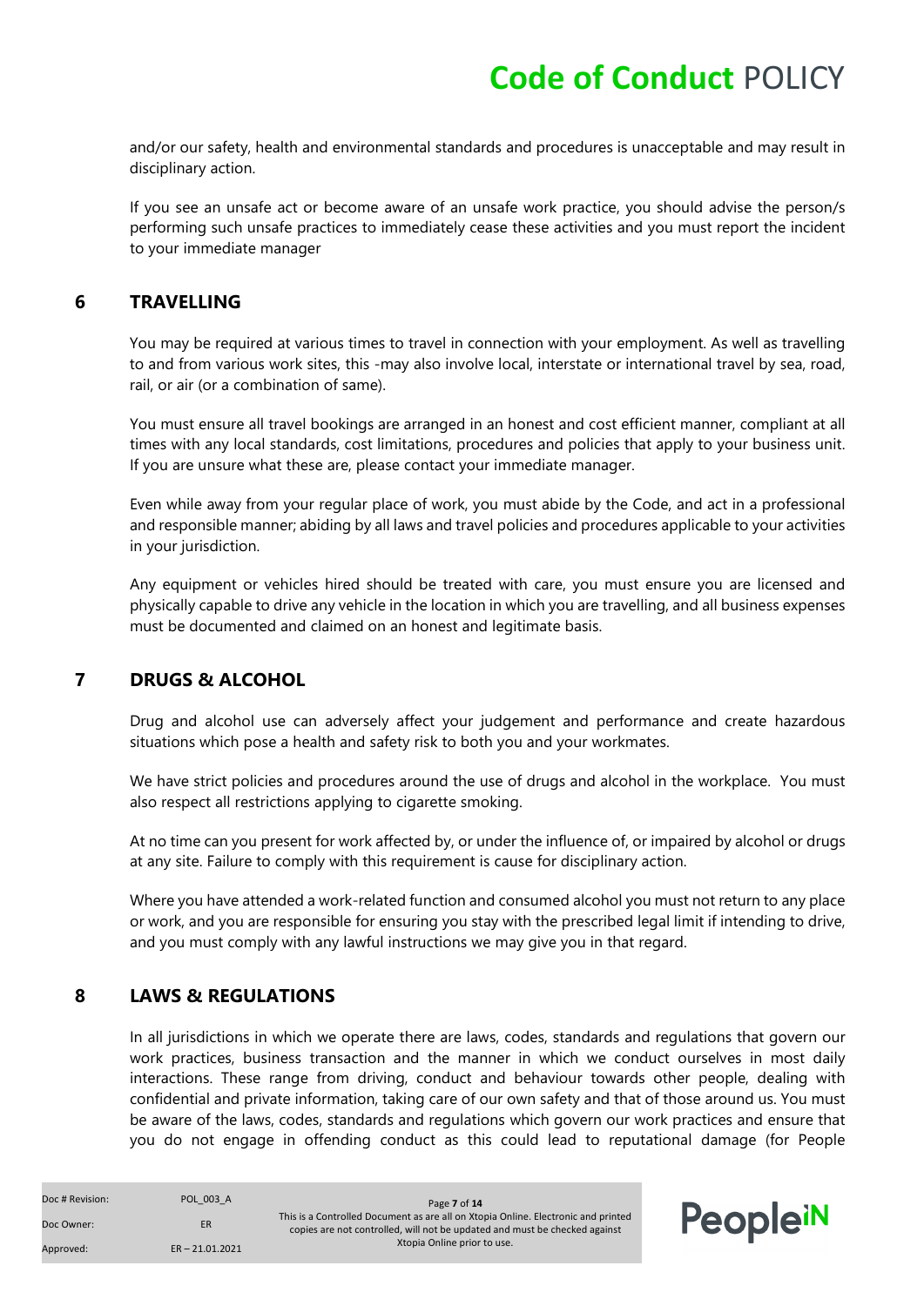and/or our safety, health and environmental standards and procedures is unacceptable and may result in disciplinary action.

If you see an unsafe act or become aware of an unsafe work practice, you should advise the person/s performing such unsafe practices to immediately cease these activities and you must report the incident to your immediate manager

## 6 TRAVELLING

You may be required at various times to travel in connection with your employment. As well as travelling to and from various work sites, this -may also involve local, interstate or international travel by sea, road, rail, or air (or a combination of same).

You must ensure all travel bookings are arranged in an honest and cost efficient manner, compliant at all times with any local standards, cost limitations, procedures and policies that apply to your business unit. If you are unsure what these are, please contact your immediate manager.

Even while away from your regular place of work, you must abide by the Code, and act in a professional and responsible manner; abiding by all laws and travel policies and procedures applicable to your activities in your jurisdiction.

Any equipment or vehicles hired should be treated with care, you must ensure you are licensed and physically capable to drive any vehicle in the location in which you are travelling, and all business expenses must be documented and claimed on an honest and legitimate basis.

## 7 DRUGS & ALCOHOL

Drug and alcohol use can adversely affect your judgement and performance and create hazardous situations which pose a health and safety risk to both you and your workmates.

We have strict policies and procedures around the use of drugs and alcohol in the workplace. You must also respect all restrictions applying to cigarette smoking.

At no time can you present for work affected by, or under the influence of, or impaired by alcohol or drugs at any site. Failure to comply with this requirement is cause for disciplinary action.

Where you have attended a work-related function and consumed alcohol you must not return to any place or work, and you are responsible for ensuring you stay with the prescribed legal limit if intending to drive, and you must comply with any lawful instructions we may give you in that regard.

## 8 LAWS & REGULATIONS

In all jurisdictions in which we operate there are laws, codes, standards and regulations that govern our work practices, business transaction and the manner in which we conduct ourselves in most daily interactions. These range from driving, conduct and behaviour towards other people, dealing with confidential and private information, taking care of our own safety and that of those around us. You must be aware of the laws, codes, standards and regulations which govern our work practices and ensure that you do not engage in offending conduct as this could lead to reputational damage (for People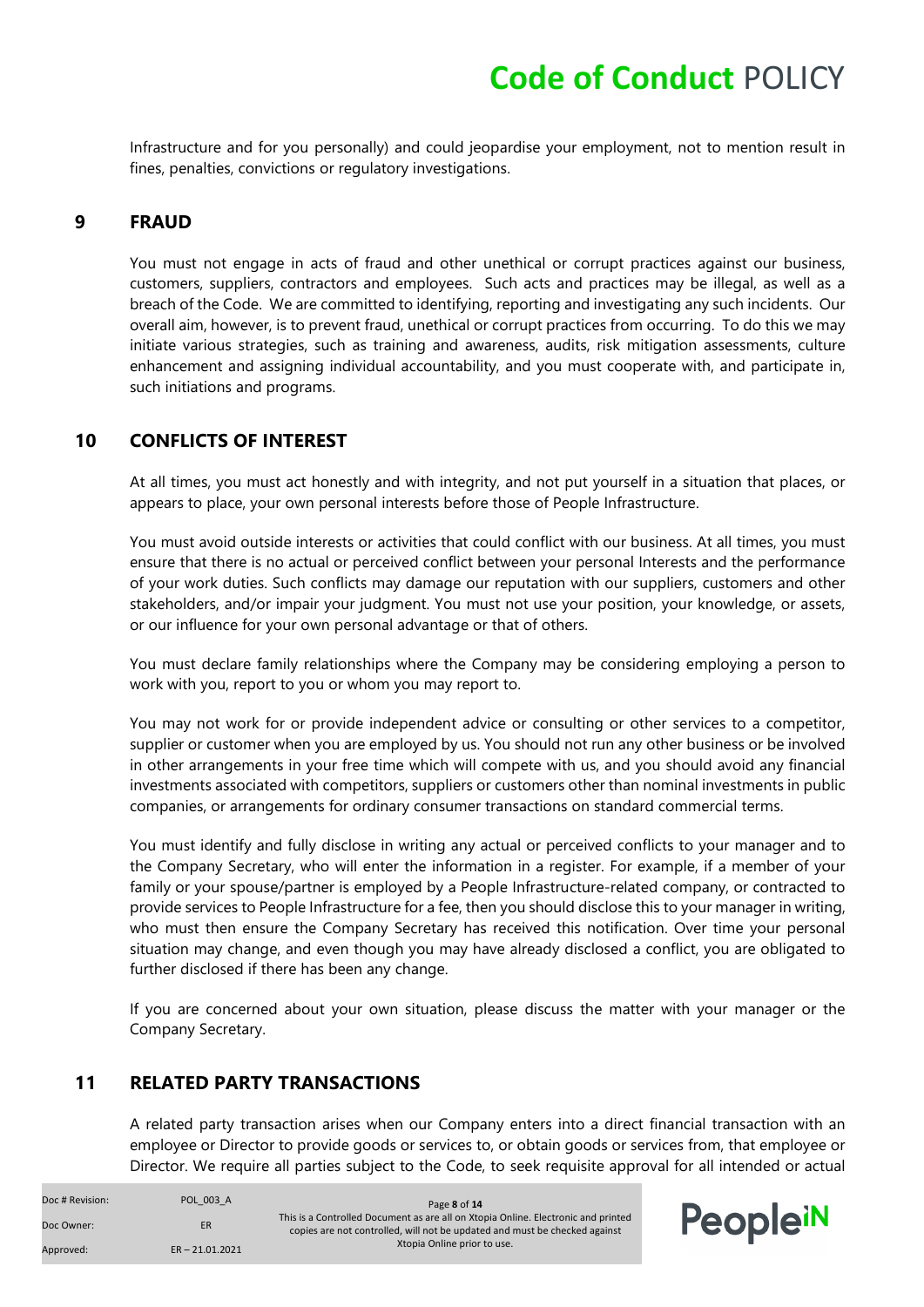Infrastructure and for you personally) and could jeopardise your employment, not to mention result in fines, penalties, convictions or regulatory investigations.

## 9 FRAUD

You must not engage in acts of fraud and other unethical or corrupt practices against our business, customers, suppliers, contractors and employees. Such acts and practices may be illegal, as well as a breach of the Code. We are committed to identifying, reporting and investigating any such incidents. Our overall aim, however, is to prevent fraud, unethical or corrupt practices from occurring. To do this we may initiate various strategies, such as training and awareness, audits, risk mitigation assessments, culture enhancement and assigning individual accountability, and you must cooperate with, and participate in, such initiations and programs.

## 10 CONFLICTS OF INTEREST

At all times, you must act honestly and with integrity, and not put yourself in a situation that places, or appears to place, your own personal interests before those of People Infrastructure.

You must avoid outside interests or activities that could conflict with our business. At all times, you must ensure that there is no actual or perceived conflict between your personal Interests and the performance of your work duties. Such conflicts may damage our reputation with our suppliers, customers and other stakeholders, and/or impair your judgment. You must not use your position, your knowledge, or assets, or our influence for your own personal advantage or that of others.

You must declare family relationships where the Company may be considering employing a person to work with you, report to you or whom you may report to.

You may not work for or provide independent advice or consulting or other services to a competitor, supplier or customer when you are employed by us. You should not run any other business or be involved in other arrangements in your free time which will compete with us, and you should avoid any financial investments associated with competitors, suppliers or customers other than nominal investments in public companies, or arrangements for ordinary consumer transactions on standard commercial terms.

You must identify and fully disclose in writing any actual or perceived conflicts to your manager and to the Company Secretary, who will enter the information in a register. For example, if a member of your family or your spouse/partner is employed by a People Infrastructure-related company, or contracted to provide services to People Infrastructure for a fee, then you should disclose this to your manager in writing, who must then ensure the Company Secretary has received this notification. Over time your personal situation may change, and even though you may have already disclosed a conflict, you are obligated to further disclosed if there has been any change.

If you are concerned about your own situation, please discuss the matter with your manager or the Company Secretary.

## 11 RELATED PARTY TRANSACTIONS

A related party transaction arises when our Company enters into a direct financial transaction with an employee or Director to provide goods or services to, or obtain goods or services from, that employee or Director. We require all parties subject to the Code, to seek requisite approval for all intended or actual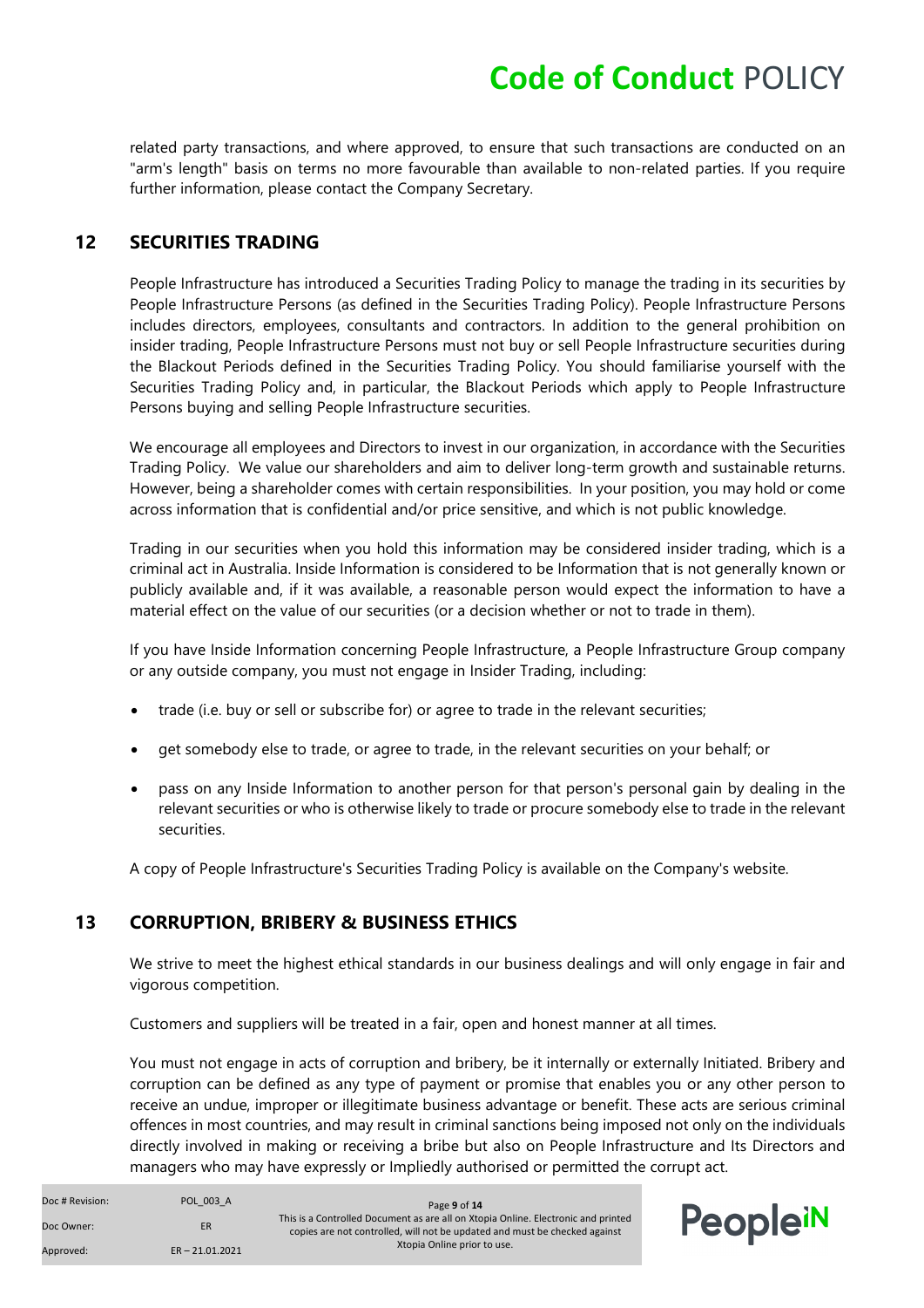related party transactions, and where approved, to ensure that such transactions are conducted on an "arm's length" basis on terms no more favourable than available to non-related parties. If you require further information, please contact the Company Secretary.

## 12 SECURITIES TRADING

People Infrastructure has introduced a Securities Trading Policy to manage the trading in its securities by People Infrastructure Persons (as defined in the Securities Trading Policy). People Infrastructure Persons includes directors, employees, consultants and contractors. In addition to the general prohibition on insider trading, People Infrastructure Persons must not buy or sell People Infrastructure securities during the Blackout Periods defined in the Securities Trading Policy. You should familiarise yourself with the Securities Trading Policy and, in particular, the Blackout Periods which apply to People Infrastructure Persons buying and selling People Infrastructure securities.

We encourage all employees and Directors to invest in our organization, in accordance with the Securities Trading Policy. We value our shareholders and aim to deliver long-term growth and sustainable returns. However, being a shareholder comes with certain responsibilities. In your position, you may hold or come across information that is confidential and/or price sensitive, and which is not public knowledge.

Trading in our securities when you hold this information may be considered insider trading, which is a criminal act in Australia. Inside Information is considered to be Information that is not generally known or publicly available and, if it was available, a reasonable person would expect the information to have a material effect on the value of our securities (or a decision whether or not to trade in them).

If you have Inside Information concerning People Infrastructure, a People Infrastructure Group company or any outside company, you must not engage in Insider Trading, including:

- trade (i.e. buy or sell or subscribe for) or agree to trade in the relevant securities;
- get somebody else to trade, or agree to trade, in the relevant securities on your behalf; or
- pass on any Inside Information to another person for that person's personal gain by dealing in the relevant securities or who is otherwise likely to trade or procure somebody else to trade in the relevant securities.

A copy of People Infrastructure's Securities Trading Policy is available on the Company's website.

## 13 CORRUPTION, BRIBERY & BUSINESS ETHICS

We strive to meet the highest ethical standards in our business dealings and will only engage in fair and vigorous competition.

Customers and suppliers will be treated in a fair, open and honest manner at all times.

You must not engage in acts of corruption and bribery, be it internally or externally Initiated. Bribery and corruption can be defined as any type of payment or promise that enables you or any other person to receive an undue, improper or illegitimate business advantage or benefit. These acts are serious criminal offences in most countries, and may result in criminal sanctions being imposed not only on the individuals directly involved in making or receiving a bribe but also on People Infrastructure and Its Directors and managers who may have expressly or Impliedly authorised or permitted the corrupt act.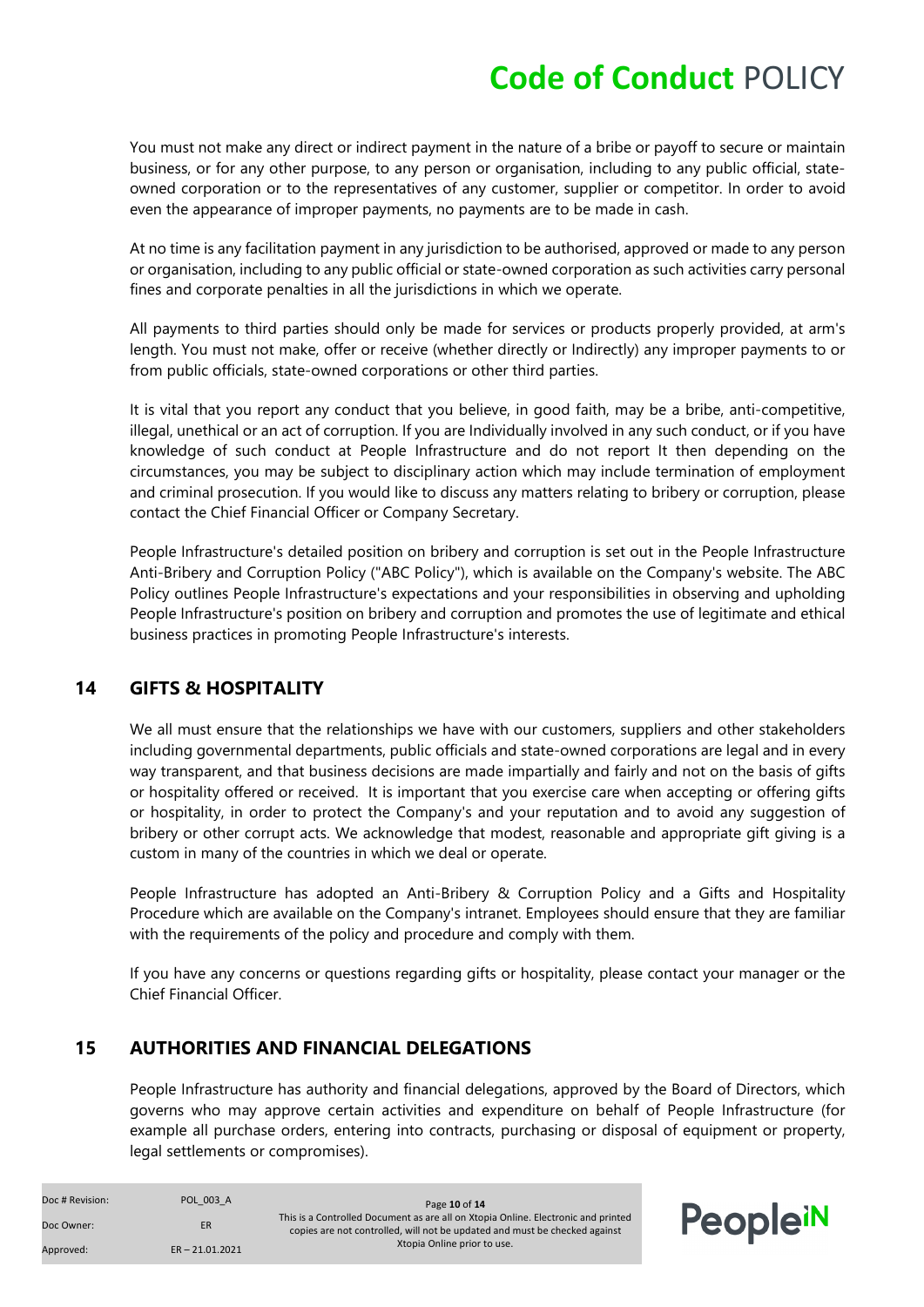You must not make any direct or indirect payment in the nature of a bribe or payoff to secure or maintain business, or for any other purpose, to any person or organisation, including to any public official, state-owned corporation or to the representatives of any customer, supplier or competitor. In order to avoid even the appearance of improper payments, no payments are to be made in cash.

At no time is any facilitation payment in any jurisdiction to be authorised, approved or made to any person or organisation, including to any public official or state-owned corporation as such activities carry personal fines and corporate penalties in all the jurisdictions in which we operate.

All payments to third parties should only be made for services or products properly provided, at arm's length. You must not make, offer or receive (whether directly or Indirectly) any improper payments to or from public officials, state-owned corporations or other third parties.

It is vital that you report any conduct that you believe, in good faith, may be a bribe, anti-competitive, illegal, unethical or an act of corruption. If you are Individually involved in any such conduct, or if you have knowledge of such conduct at People Infrastructure and do not report It then depending on the circumstances, you may be subject to disciplinary action which may include termination of employment and criminal prosecution. If you would like to discuss any matters relating to bribery or corruption, please contact the Chief Financial Officer or Company Secretary.

People Infrastructure's detailed position on bribery and corruption is set out in the People Infrastructure Anti-Bribery and Corruption Policy ("ABC Policy"), which is available on the Company's website. The ABC Policy outlines People Infrastructure's expectations and your responsibilities in observing and upholding People Infrastructure's position on bribery and corruption and promotes the use of legitimate and ethical business practices in promoting People Infrastructure's interests.

## 14 GIFTS & HOSPITALITY

We all must ensure that the relationships we have with our customers, suppliers and other stakeholders including governmental departments, public officials and state-owned corporations are legal and in every way transparent, and that business decisions are made impartially and fairly and not on the basis of gifts or hospitality offered or received. It is important that you exercise care when accepting or offering gifts or hospitality, in order to protect the Company's and your reputation and to avoid any suggestion of bribery or other corrupt acts. We acknowledge that modest, reasonable and appropriate gift giving is a custom in many of the countries in which we deal or operate.

People Infrastructure has adopted an Anti-Bribery & Corruption Policy and a Gifts and Hospitality Procedure which are available on the Company's intranet. Employees should ensure that they are familiar with the requirements of the policy and procedure and comply with them.

If you have any concerns or questions regarding gifts or hospitality, please contact your manager or the Chief Financial Officer.

## 15 AUTHORITIES AND FINANCIAL DELEGATIONS

People Infrastructure has authority and financial delegations, approved by the Board of Directors, which governs who may approve certain activities and expenditure on behalf of People Infrastructure (for example all purchase orders, entering into contracts, purchasing or disposal of equipment or property, legal settlements or compromises).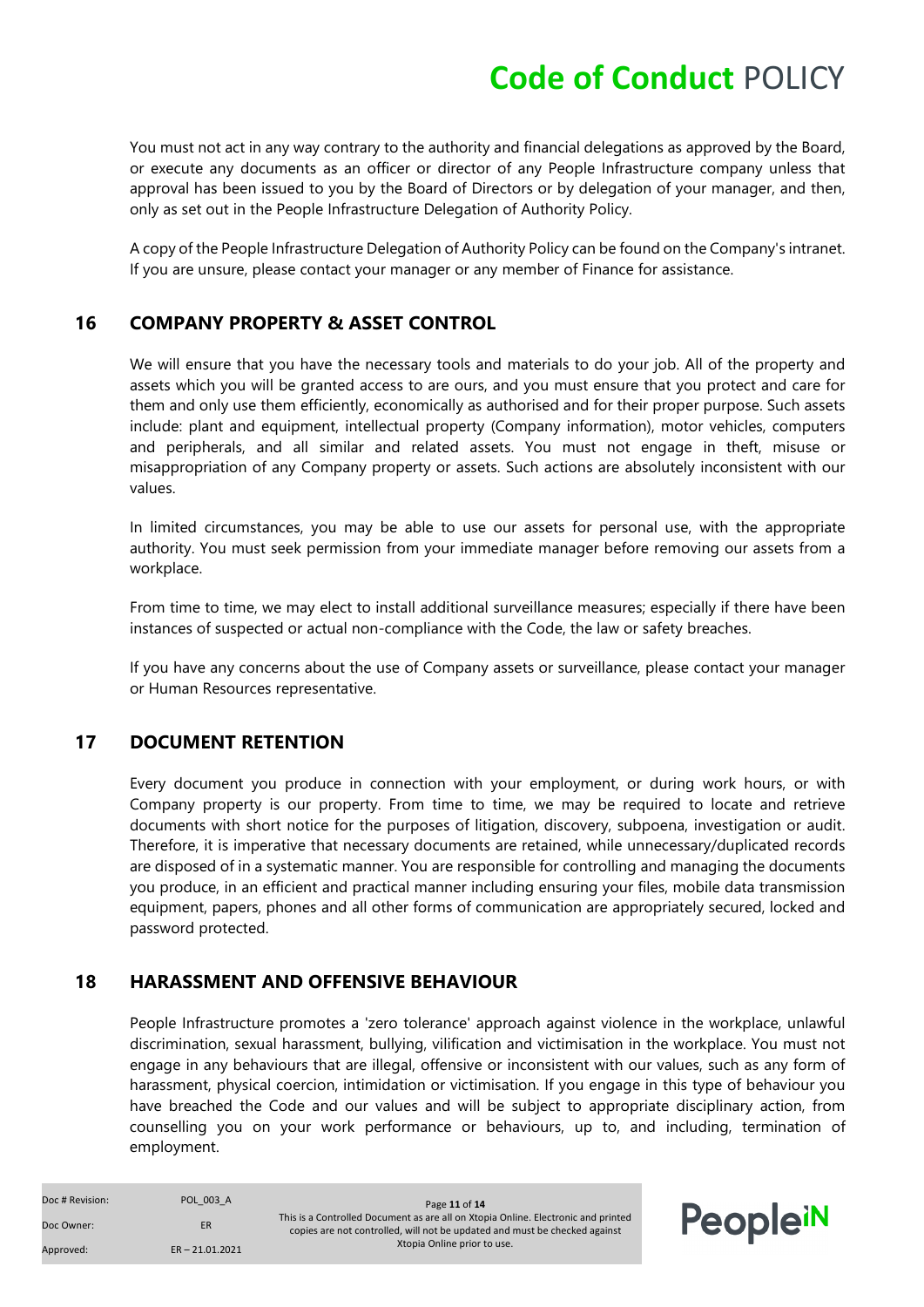You must not act in any way contrary to the authority and financial delegations as approved by the Board, or execute any documents as an officer or director of any People Infrastructure company unless that approval has been issued to you by the Board of Directors or by delegation of your manager, and then, only as set out in the People Infrastructure Delegation of Authority Policy.

A copy of the People Infrastructure Delegation of Authority Policy can be found on the Company's intranet. If you are unsure, please contact your manager or any member of Finance for assistance.

## 16 COMPANY PROPERTY & ASSET CONTROL

We will ensure that you have the necessary tools and materials to do your job. All of the property and assets which you will be granted access to are ours, and you must ensure that you protect and care for them and only use them efficiently, economically as authorised and for their proper purpose. Such assets include: plant and equipment, intellectual property (Company information), motor vehicles, computers and peripherals, and all similar and related assets. You must not engage in theft, misuse or misappropriation of any Company property or assets. Such actions are absolutely inconsistent with our values.

In limited circumstances, you may be able to use our assets for personal use, with the appropriate authority. You must seek permission from your immediate manager before removing our assets from a workplace.

From time to time, we may elect to install additional surveillance measures; especially if there have been instances of suspected or actual non-compliance with the Code, the law or safety breaches.

If you have any concerns about the use of Company assets or surveillance, please contact your manager or Human Resources representative.

## 17 DOCUMENT RETENTION

Every document you produce in connection with your employment, or during work hours, or with Company property is our property. From time to time, we may be required to locate and retrieve documents with short notice for the purposes of litigation, discovery, subpoena, investigation or audit. Therefore, it is imperative that necessary documents are retained, while unnecessary/duplicated records are disposed of in a systematic manner. You are responsible for controlling and managing the documents you produce, in an efficient and practical manner including ensuring your files, mobile data transmission equipment, papers, phones and all other forms of communication are appropriately secured, locked and password protected.

## 18 HARASSMENT AND OFFENSIVE BEHAVIOUR

People Infrastructure promotes a 'zero tolerance' approach against violence in the workplace, unlawful discrimination, sexual harassment, bullying, vilification and victimisation in the workplace. You must not engage in any behaviours that are illegal, offensive or inconsistent with our values, such as any form of harassment, physical coercion, intimidation or victimisation. If you engage in this type of behaviour you have breached the Code and our values and will be subject to appropriate disciplinary action, from counselling you on your work performance or behaviours, up to, and including, termination of employment.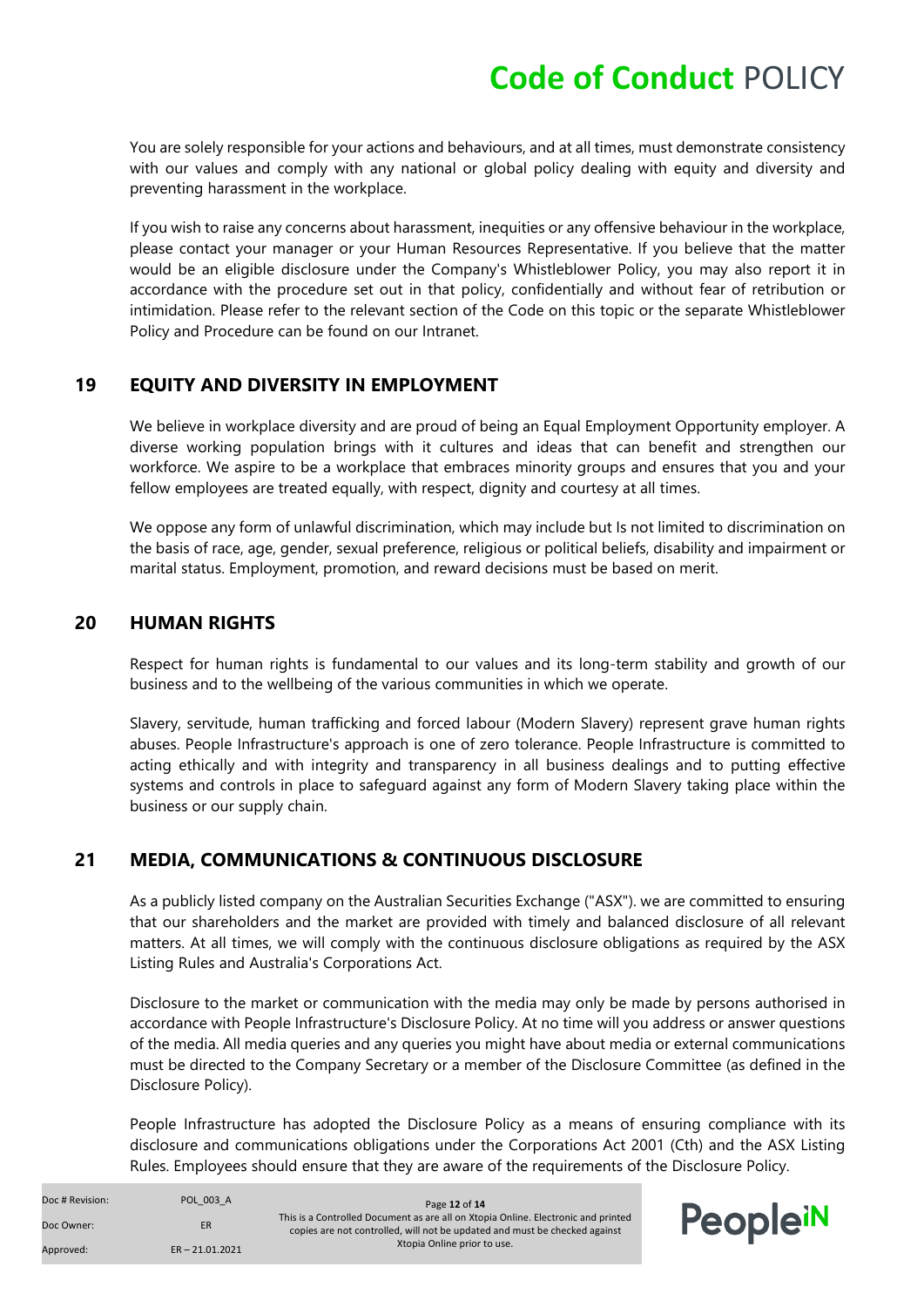You are solely responsible for your actions and behaviours, and at all times, must demonstrate consistency with our values and comply with any national or global policy dealing with equity and diversity and preventing harassment in the workplace.

If you wish to raise any concerns about harassment, inequities or any offensive behaviour in the workplace, please contact your manager or your Human Resources Representative. If you believe that the matter would be an eligible disclosure under the Company's Whistleblower Policy, you may also report it in accordance with the procedure set out in that policy, confidentially and without fear of retribution or intimidation. Please refer to the relevant section of the Code on this topic or the separate Whistleblower Policy and Procedure can be found on our Intranet.

## 19 EQUITY AND DIVERSITY IN EMPLOYMENT

We believe in workplace diversity and are proud of being an Equal Employment Opportunity employer. A diverse working population brings with it cultures and ideas that can benefit and strengthen our workforce. We aspire to be a workplace that embraces minority groups and ensures that you and your fellow employees are treated equally, with respect, dignity and courtesy at all times.

We oppose any form of unlawful discrimination, which may include but Is not limited to discrimination on the basis of race, age, gender, sexual preference, religious or political beliefs, disability and impairment or marital status. Employment, promotion, and reward decisions must be based on merit.

## 20 HUMAN RIGHTS

Respect for human rights is fundamental to our values and its long-term stability and growth of our business and to the wellbeing of the various communities in which we operate.

Slavery, servitude, human trafficking and forced labour (Modern Slavery) represent grave human rights abuses. People Infrastructure's approach is one of zero tolerance. People Infrastructure is committed to acting ethically and with integrity and transparency in all business dealings and to putting effective systems and controls in place to safeguard against any form of Modern Slavery taking place within the business or our supply chain.

## 21 MEDIA, COMMUNICATIONS & CONTINUOUS DISCLOSURE

As a publicly listed company on the Australian Securities Exchange ("ASX"). we are committed to ensuring that our shareholders and the market are provided with timely and balanced disclosure of all relevant matters. At all times, we will comply with the continuous disclosure obligations as required by the ASX Listing Rules and Australia's Corporations Act.

Disclosure to the market or communication with the media may only be made by persons authorised in accordance with People Infrastructure's Disclosure Policy. At no time will you address or answer questions of the media. All media queries and any queries you might have about media or external communications must be directed to the Company Secretary or a member of the Disclosure Committee (as defined in the Disclosure Policy).

People Infrastructure has adopted the Disclosure Policy as a means of ensuring compliance with its disclosure and communications obligations under the Corporations Act 2001 (Cth) and the ASX Listing Rules. Employees should ensure that they are aware of the requirements of the Disclosure Policy.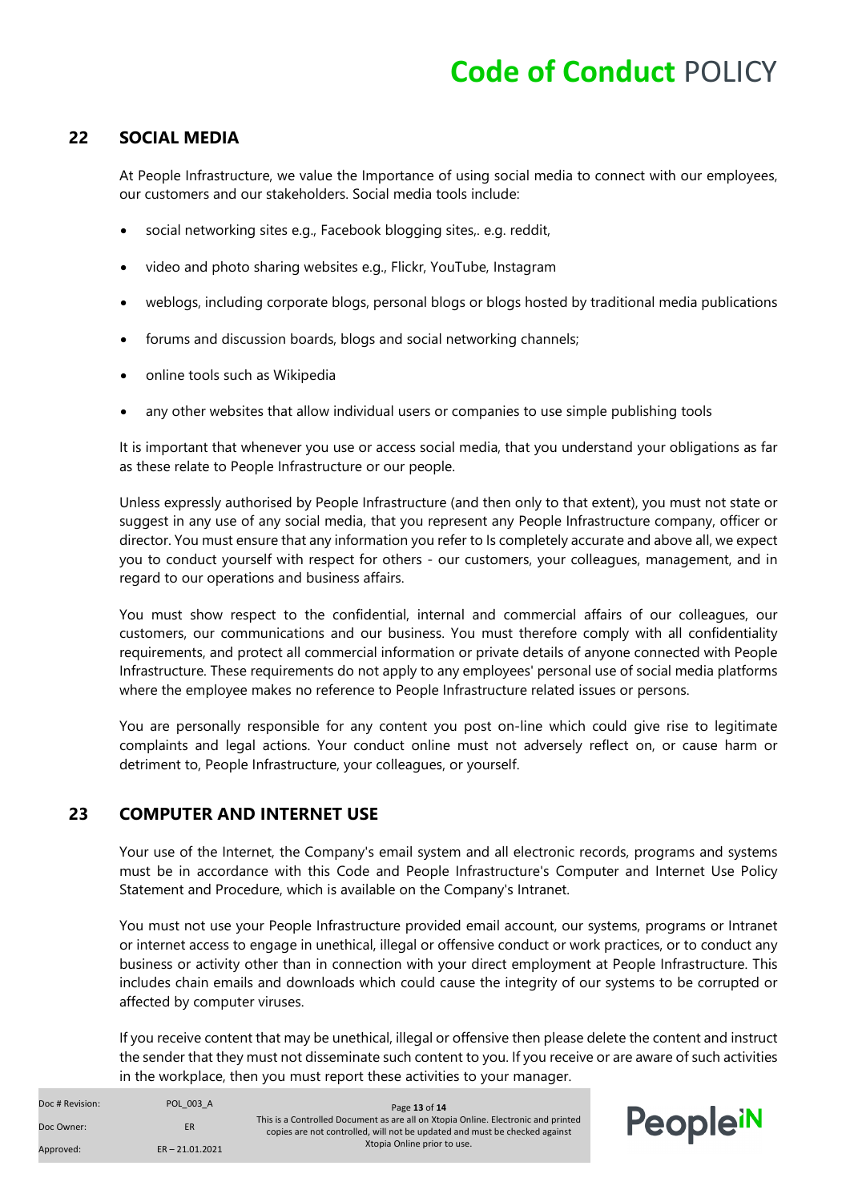## 22 SOCIAL MEDIA

At People Infrastructure, we value the Importance of using social media to connect with our employees, our customers and our stakeholders. Social media tools include:

- social networking sites e.g., Facebook blogging sites,. e.g. reddit,
- video and photo sharing websites e.g., Flickr, YouTube, Instagram
- weblogs, including corporate blogs, personal blogs or blogs hosted by traditional media publications
- forums and discussion boards, blogs and social networking channels;
- online tools such as Wikipedia
- any other websites that allow individual users or companies to use simple publishing tools

It is important that whenever you use or access social media, that you understand your obligations as far as these relate to People Infrastructure or our people.

Unless expressly authorised by People Infrastructure (and then only to that extent), you must not state or suggest in any use of any social media, that you represent any People Infrastructure company, officer or director. You must ensure that any information you refer to Is completely accurate and above all, we expect you to conduct yourself with respect for others - our customers, your colleagues, management, and in regard to our operations and business affairs.

You must show respect to the confidential, internal and commercial affairs of our colleagues, our customers, our communications and our business. You must therefore comply with all confidentiality requirements, and protect all commercial information or private details of anyone connected with People Infrastructure. These requirements do not apply to any employees' personal use of social media platforms where the employee makes no reference to People Infrastructure related issues or persons.

You are personally responsible for any content you post on-line which could give rise to legitimate complaints and legal actions. Your conduct online must not adversely reflect on, or cause harm or detriment to, People Infrastructure, your colleagues, or yourself.

## 23 COMPUTER AND INTERNET USE

Your use of the Internet, the Company's email system and all electronic records, programs and systems must be in accordance with this Code and People Infrastructure's Computer and Internet Use Policy Statement and Procedure, which is available on the Company's Intranet.

You must not use your People Infrastructure provided email account, our systems, programs or Intranet or internet access to engage in unethical, illegal or offensive conduct or work practices, or to conduct any business or activity other than in connection with your direct employment at People Infrastructure. This includes chain emails and downloads which could cause the integrity of our systems to be corrupted or affected by computer viruses.

If you receive content that may be unethical, illegal or offensive then please delete the content and instruct the sender that they must not disseminate such content to you. If you receive or are aware of such activities in the workplace, then you must report these activities to your manager.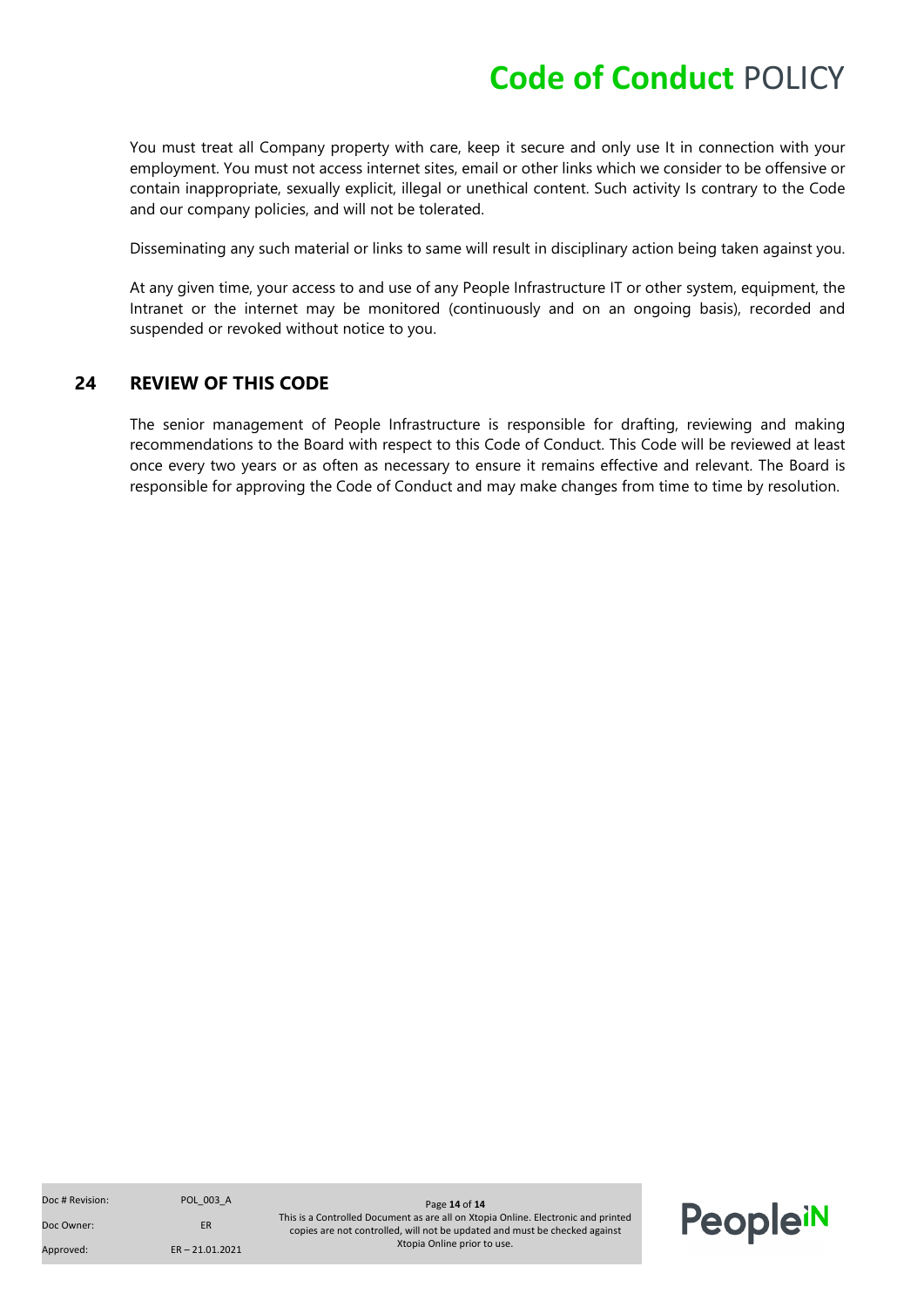You must treat all Company property with care, keep it secure and only use It in connection with your employment. You must not access internet sites, email or other links which we consider to be offensive or contain inappropriate, sexually explicit, illegal or unethical content. Such activity Is contrary to the Code and our company policies, and will not be tolerated.

Disseminating any such material or links to same will result in disciplinary action being taken against you.

At any given time, your access to and use of any People Infrastructure IT or other system, equipment, the Intranet or the internet may be monitored (continuously and on an ongoing basis), recorded and suspended or revoked without notice to you.

## 24 REVIEW OF THIS CODE

The senior management of People Infrastructure is responsible for drafting, reviewing and making recommendations to the Board with respect to this Code of Conduct. This Code will be reviewed at least once every two years or as often as necessary to ensure it remains effective and relevant. The Board is responsible for approving the Code of Conduct and may make changes from time to time by resolution.